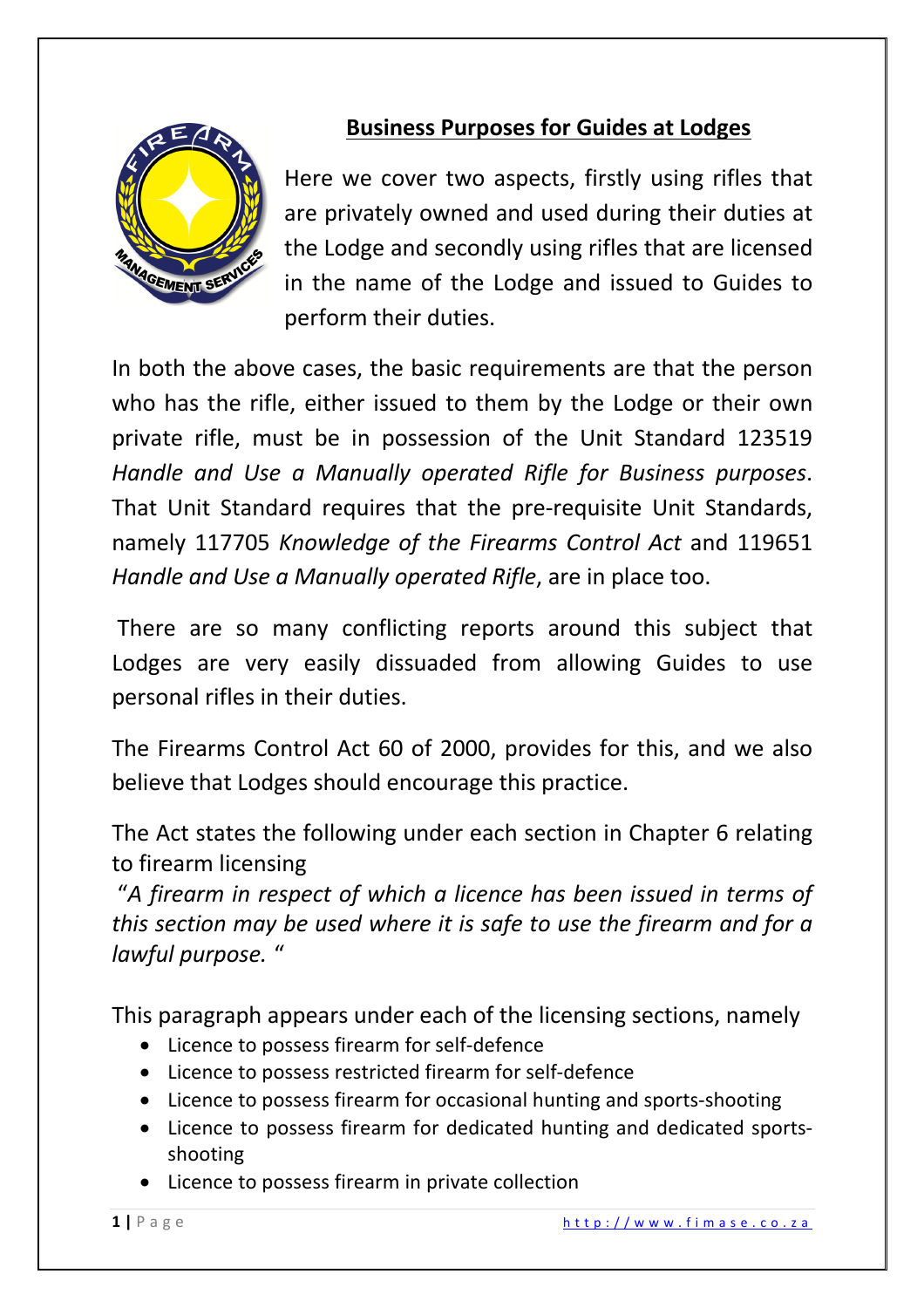# Business Purposes for Guides at Lodges

Here we cover two aspects, firstly using rifles that are privately owned and used during their duties at the Lodge and secondly using rifles that are licensed in the name of the Lodge and issued to Guides to perform their duties.

In both the above cases, the basic requirements are that the person who has the rifle, either issued to them by the Lodge or their own private rifle, must be in possession of the Unit Standard 123519 *Handle and Use a Manually operated Rifle for Business purposes*. That Unit Standard requires that the pre-requisite Unit Standards, namely 117705 *Knowledge of the Firearms Control Act* and 119651 *Handle and Use a Manually operated Rifle*, are in place too.

There are so many conflicting reports around this subject that Lodges are very easily dissuaded from allowing Guides to use personal rifles in their duties.

The Firearms Control Act 60 of 2000, provides for this, and we also believe that Lodges should encourage this practice.

The Act states the following under each section in Chapter 6 relating to firearm licensing

"*A firearm in respect of which a licence has been issued in terms of this section may be used where it is safe to use the firearm and for a lawful purpose.* "

This paragraph appears under each of the licensing sections, namely

- Licence to possess firearm for self-defence
- Licence to possess restricted firearm for self-defence
- Licence to possess firearm for occasional hunting and sports-shooting
- Licence to possess firearm for dedicated hunting and dedicated sports-shooting
- Licence to possess firearm in private collection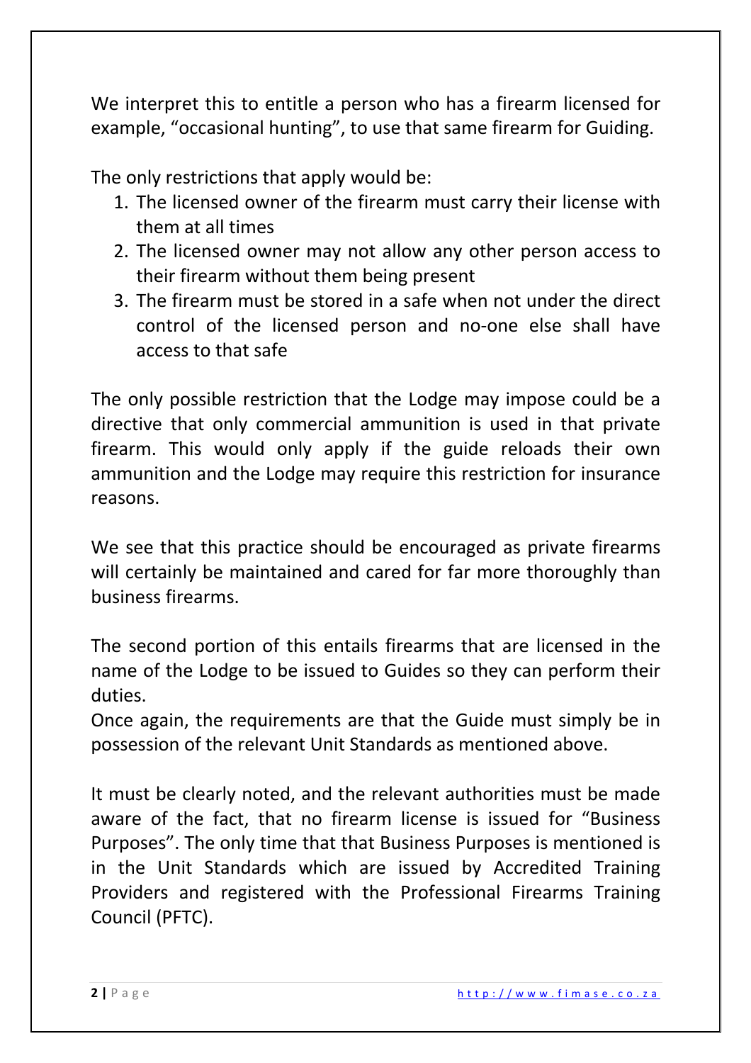We interpret this to entitle a person who has a firearm licensed for example, "occasional hunting", to use that same firearm for Guiding.

The only restrictions that apply would be:

1. The licensed owner of the firearm must carry their license with them at all times
2. The licensed owner may not allow any other person access to their firearm without them being present
3. The firearm must be stored in a safe when not under the direct control of the licensed person and no-one else shall have access to that safe

The only possible restriction that the Lodge may impose could be a directive that only commercial ammunition is used in that private firearm. This would only apply if the guide reloads their own ammunition and the Lodge may require this restriction for insurance reasons.

We see that this practice should be encouraged as private firearms will certainly be maintained and cared for far more thoroughly than business firearms.

The second portion of this entails firearms that are licensed in the name of the Lodge to be issued to Guides so they can perform their duties.
Once again, the requirements are that the Guide must simply be in possession of the relevant Unit Standards as mentioned above.

It must be clearly noted, and the relevant authorities must be made aware of the fact, that no firearm license is issued for "Business Purposes". The only time that that Business Purposes is mentioned is in the Unit Standards which are issued by Accredited Training Providers and registered with the Professional Firearms Training Council (PFTC).